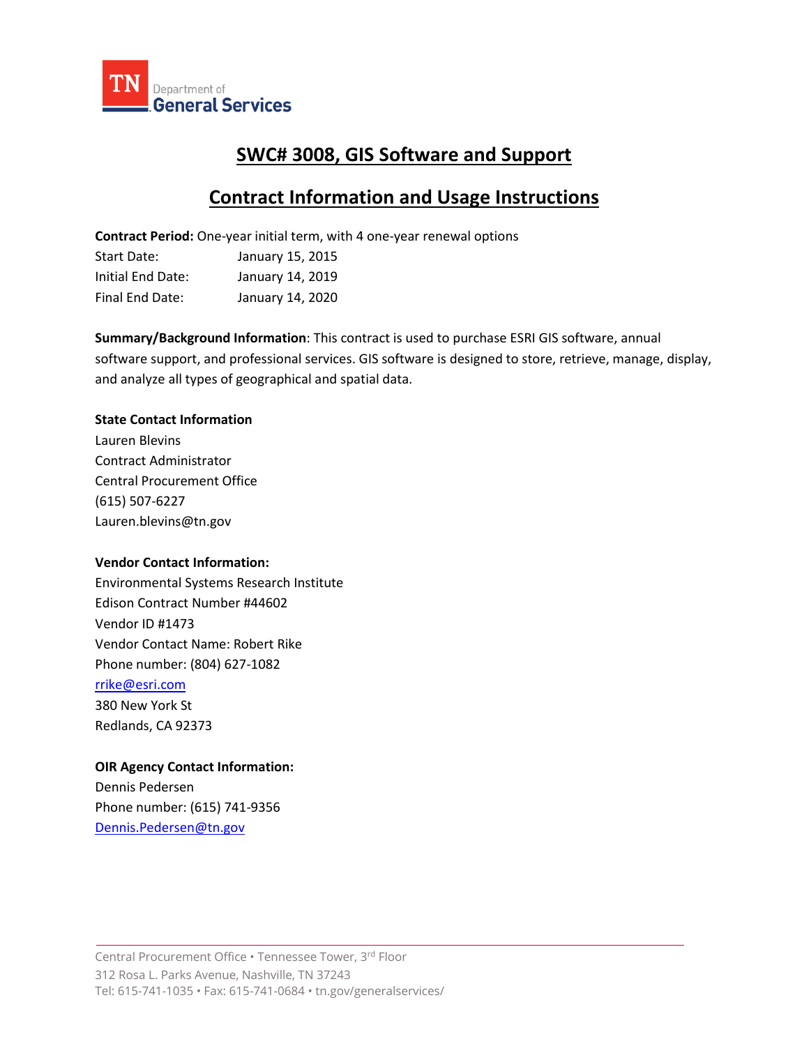TN Department of General Services

# SWC# 3008, GIS Software and Support

## Contract Information and Usage Instructions

**Contract Period:** One-year initial term, with 4 one-year renewal options

Start Date: January 15, 2015
Initial End Date: January 14, 2019
Final End Date: January 14, 2020

**Summary/Background Information**: This contract is used to purchase ESRI GIS software, annual software support, and professional services. GIS software is designed to store, retrieve, manage, display, and analyze all types of geographical and spatial data.

**State Contact Information**

Lauren Blevins
Contract Administrator
Central Procurement Office
(615) 507-6227
Lauren.blevins@tn.gov

**Vendor Contact Information:**

Environmental Systems Research Institute
Edison Contract Number #44602
Vendor ID #1473
Vendor Contact Name: Robert Rike
Phone number: (804) 627-1082
rrike@esri.com
380 New York St
Redlands, CA 92373

**OIR Agency Contact Information:**

Dennis Pedersen
Phone number: (615) 741-9356
Dennis.Pedersen@tn.gov

Central Procurement Office • Tennessee Tower, 3rd Floor
312 Rosa L. Parks Avenue, Nashville, TN 37243
Tel: 615-741-1035 • Fax: 615-741-0684 • tn.gov/generalservices/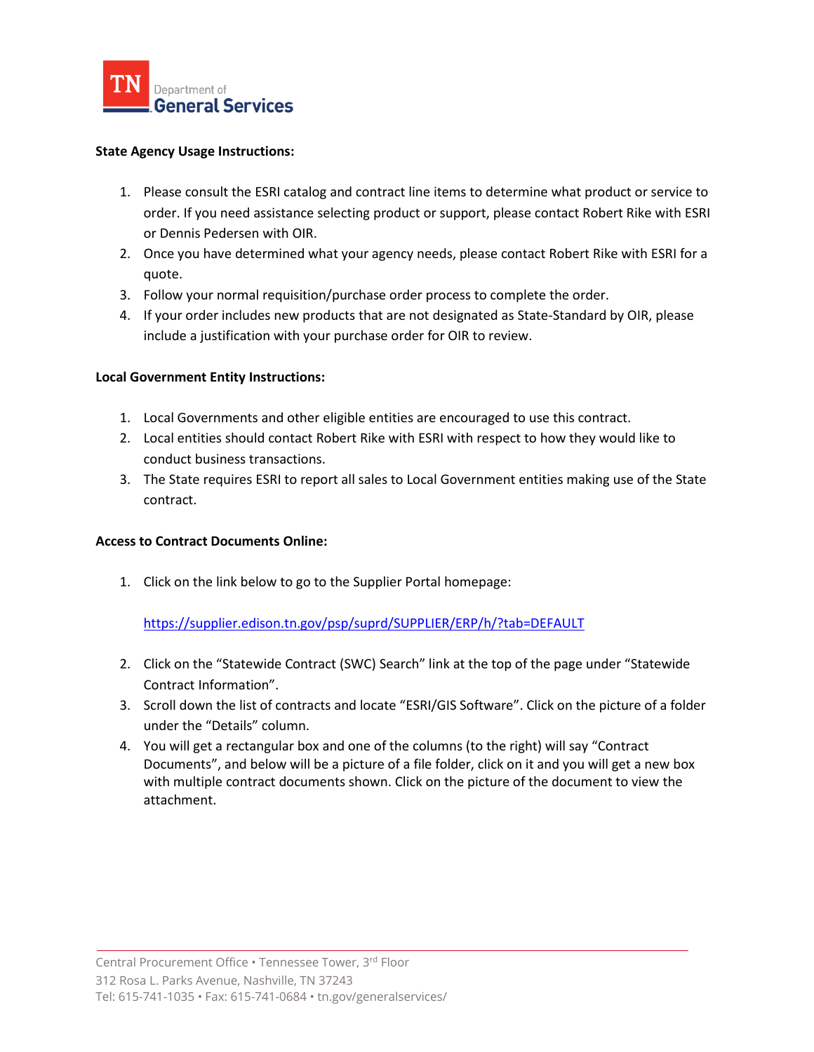**State Agency Usage Instructions:**

1. Please consult the ESRI catalog and contract line items to determine what product or service to order. If you need assistance selecting product or support, please contact Robert Rike with ESRI or Dennis Pedersen with OIR.
2. Once you have determined what your agency needs, please contact Robert Rike with ESRI for a quote.
3. Follow your normal requisition/purchase order process to complete the order.
4. If your order includes new products that are not designated as State-Standard by OIR, please include a justification with your purchase order for OIR to review.

**Local Government Entity Instructions:**

1. Local Governments and other eligible entities are encouraged to use this contract.
2. Local entities should contact Robert Rike with ESRI with respect to how they would like to conduct business transactions.
3. The State requires ESRI to report all sales to Local Government entities making use of the State contract.

**Access to Contract Documents Online:**

1. Click on the link below to go to the Supplier Portal homepage:

   https://supplier.edison.tn.gov/psp/suprd/SUPPLIER/ERP/h/?tab=DEFAULT

2. Click on the "Statewide Contract (SWC) Search" link at the top of the page under "Statewide Contract Information".
3. Scroll down the list of contracts and locate "ESRI/GIS Software". Click on the picture of a folder under the "Details" column.
4. You will get a rectangular box and one of the columns (to the right) will say "Contract Documents", and below will be a picture of a file folder, click on it and you will get a new box with multiple contract documents shown. Click on the picture of the document to view the attachment.

Central Procurement Office • Tennessee Tower, 3rd Floor
312 Rosa L. Parks Avenue, Nashville, TN 37243
Tel: 615-741-1035 • Fax: 615-741-0684 • tn.gov/generalservices/